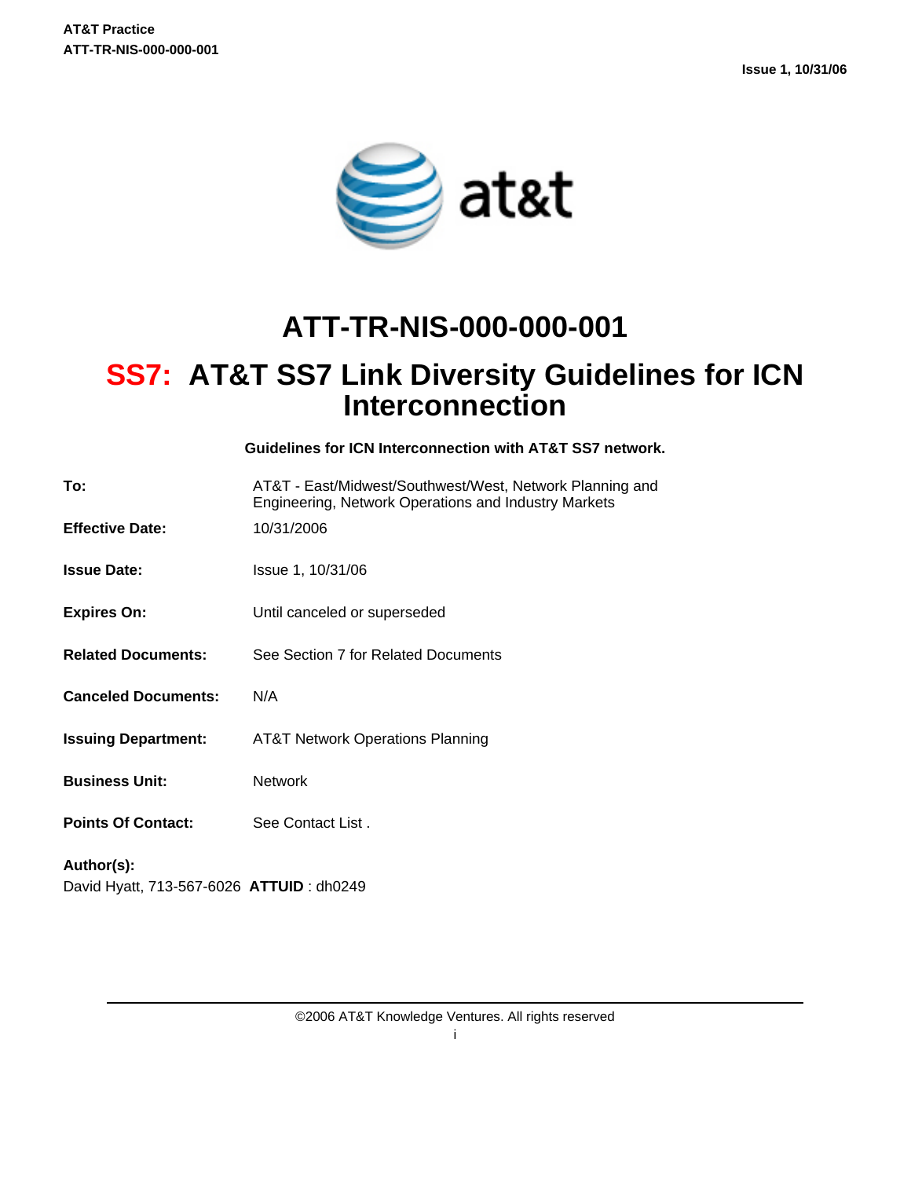# ATT-TR-NIS-000-000-001

# SS7: AT&T SS7 Link Diversity Guidelines for ICN Interconnection

**Guidelines for ICN Interconnection with AT&T SS7 network.**

| | |
|---|---|
| **To:** | AT&T - East/Midwest/Southwest/West, Network Planning and Engineering, Network Operations and Industry Markets |
| **Effective Date:** | 10/31/2006 |
| **Issue Date:** | Issue 1, 10/31/06 |
| **Expires On:** | Until canceled or superseded |
| **Related Documents:** | See Section 7 for Related Documents |
| **Canceled Documents:** | N/A |
| **Issuing Department:** | AT&T Network Operations Planning |
| **Business Unit:** | Network |
| **Points Of Contact:** | See Contact List . |

**Author(s):**
David Hyatt, 713-567-6026 **ATTUID** : dh0249

©2006 AT&T Knowledge Ventures. All rights reserved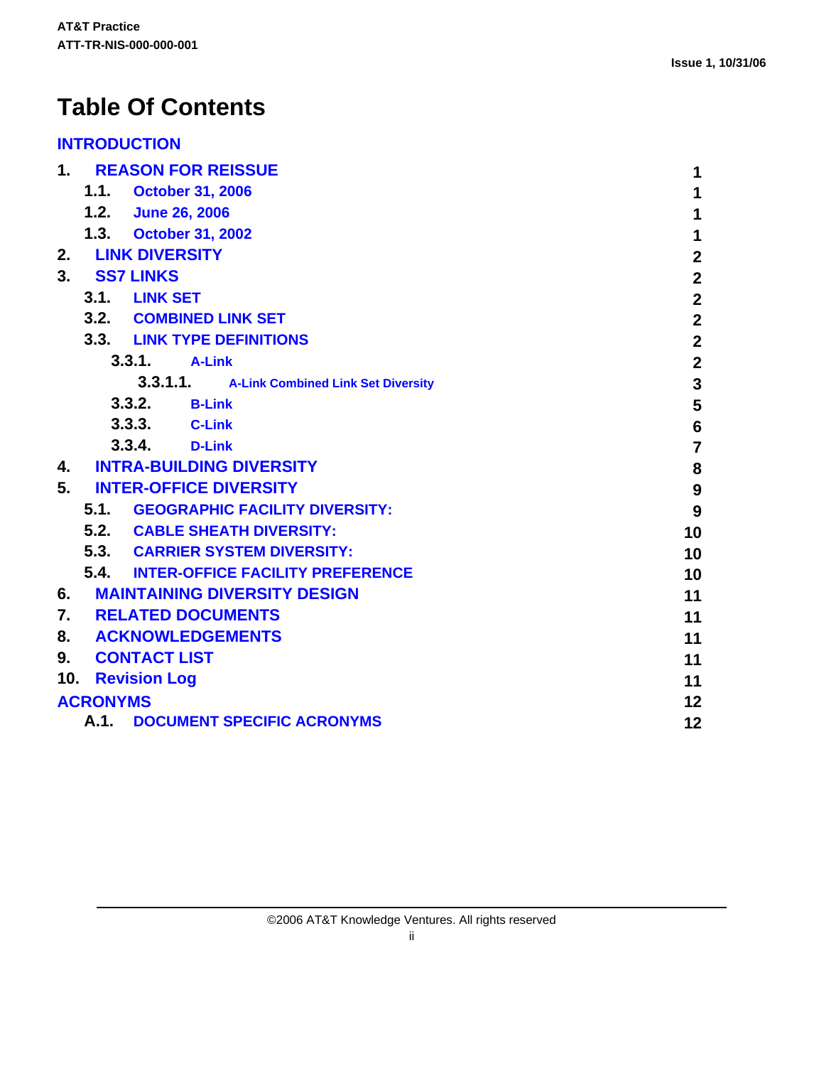# Table Of Contents

INTRODUCTION

| | |
|---|---|
| 1. REASON FOR REISSUE | 1 |
| 1.1. October 31, 2006 | 1 |
| 1.2. June 26, 2006 | 1 |
| 1.3. October 31, 2002 | 1 |
| 2. LINK DIVERSITY | 2 |
| 3. SS7 LINKS | 2 |
| 3.1. LINK SET | 2 |
| 3.2. COMBINED LINK SET | 2 |
| 3.3. LINK TYPE DEFINITIONS | 2 |
| 3.3.1. A-Link | 2 |
| 3.3.1.1. A-Link Combined Link Set Diversity | 3 |
| 3.3.2. B-Link | 5 |
| 3.3.3. C-Link | 6 |
| 3.3.4. D-Link | 7 |
| 4. INTRA-BUILDING DIVERSITY | 8 |
| 5. INTER-OFFICE DIVERSITY | 9 |
| 5.1. GEOGRAPHIC FACILITY DIVERSITY: | 9 |
| 5.2. CABLE SHEATH DIVERSITY: | 10 |
| 5.3. CARRIER SYSTEM DIVERSITY: | 10 |
| 5.4. INTER-OFFICE FACILITY PREFERENCE | 10 |
| 6. MAINTAINING DIVERSITY DESIGN | 11 |
| 7. RELATED DOCUMENTS | 11 |
| 8. ACKNOWLEDGEMENTS | 11 |
| 9. CONTACT LIST | 11 |
| 10. Revision Log | 11 |
| ACRONYMS | 12 |
| A.1. DOCUMENT SPECIFIC ACRONYMS | 12 |

©2006 AT&T Knowledge Ventures. All rights reserved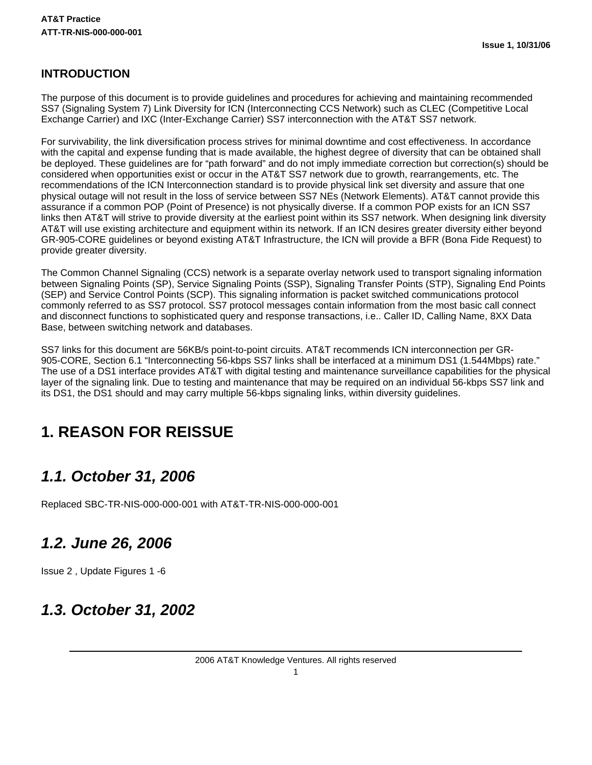## INTRODUCTION

The purpose of this document is to provide guidelines and procedures for achieving and maintaining recommended SS7 (Signaling System 7) Link Diversity for ICN (Interconnecting CCS Network) such as CLEC (Competitive Local Exchange Carrier) and IXC (Inter-Exchange Carrier) SS7 interconnection with the AT&T SS7 network.

For survivability, the link diversification process strives for minimal downtime and cost effectiveness. In accordance with the capital and expense funding that is made available, the highest degree of diversity that can be obtained shall be deployed. These guidelines are for "path forward" and do not imply immediate correction but correction(s) should be considered when opportunities exist or occur in the AT&T SS7 network due to growth, rearrangements, etc. The recommendations of the ICN Interconnection standard is to provide physical link set diversity and assure that one physical outage will not result in the loss of service between SS7 NEs (Network Elements). AT&T cannot provide this assurance if a common POP (Point of Presence) is not physically diverse. If a common POP exists for an ICN SS7 links then AT&T will strive to provide diversity at the earliest point within its SS7 network. When designing link diversity AT&T will use existing architecture and equipment within its network. If an ICN desires greater diversity either beyond GR-905-CORE guidelines or beyond existing AT&T Infrastructure, the ICN will provide a BFR (Bona Fide Request) to provide greater diversity.

The Common Channel Signaling (CCS) network is a separate overlay network used to transport signaling information between Signaling Points (SP), Service Signaling Points (SSP), Signaling Transfer Points (STP), Signaling End Points (SEP) and Service Control Points (SCP). This signaling information is packet switched communications protocol commonly referred to as SS7 protocol. SS7 protocol messages contain information from the most basic call connect and disconnect functions to sophisticated query and response transactions, i.e.. Caller ID, Calling Name, 8XX Data Base, between switching network and databases.

SS7 links for this document are 56KB/s point-to-point circuits. AT&T recommends ICN interconnection per GR-905-CORE, Section 6.1 "Interconnecting 56-kbps SS7 links shall be interfaced at a minimum DS1 (1.544Mbps) rate." The use of a DS1 interface provides AT&T with digital testing and maintenance surveillance capabilities for the physical layer of the signaling link. Due to testing and maintenance that may be required on an individual 56-kbps SS7 link and its DS1, the DS1 should and may carry multiple 56-kbps signaling links, within diversity guidelines.

# 1. REASON FOR REISSUE

## *1.1. October 31, 2006*

Replaced SBC-TR-NIS-000-000-001 with AT&T-TR-NIS-000-000-001

## *1.2. June 26, 2006*

Issue 2 , Update Figures 1 -6

## *1.3. October 31, 2002*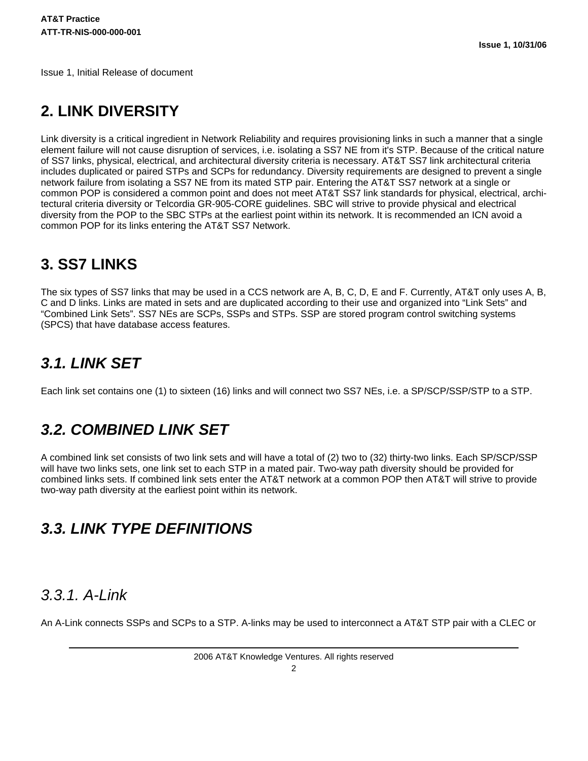Issue 1, Initial Release of document

# 2. LINK DIVERSITY

Link diversity is a critical ingredient in Network Reliability and requires provisioning links in such a manner that a single element failure will not cause disruption of services, i.e. isolating a SS7 NE from it's STP. Because of the critical nature of SS7 links, physical, electrical, and architectural diversity criteria is necessary. AT&T SS7 link architectural criteria includes duplicated or paired STPs and SCPs for redundancy. Diversity requirements are designed to prevent a single network failure from isolating a SS7 NE from its mated STP pair. Entering the AT&T SS7 network at a single or common POP is considered a common point and does not meet AT&T SS7 link standards for physical, electrical, architectural criteria diversity or Telcordia GR-905-CORE guidelines. SBC will strive to provide physical and electrical diversity from the POP to the SBC STPs at the earliest point within its network. It is recommended an ICN avoid a common POP for its links entering the AT&T SS7 Network.

# 3. SS7 LINKS

The six types of SS7 links that may be used in a CCS network are A, B, C, D, E and F. Currently, AT&T only uses A, B, C and D links. Links are mated in sets and are duplicated according to their use and organized into “Link Sets” and “Combined Link Sets”. SS7 NEs are SCPs, SSPs and STPs. SSP are stored program control switching systems (SPCS) that have database access features.

## *3.1. LINK SET*

Each link set contains one (1) to sixteen (16) links and will connect two SS7 NEs, i.e. a SP/SCP/SSP/STP to a STP.

## *3.2. COMBINED LINK SET*

A combined link set consists of two link sets and will have a total of (2) two to (32) thirty-two links. Each SP/SCP/SSP will have two links sets, one link set to each STP in a mated pair. Two-way path diversity should be provided for combined links sets. If combined link sets enter the AT&T network at a common POP then AT&T will strive to provide two-way path diversity at the earliest point within its network.

## *3.3. LINK TYPE DEFINITIONS*

### *3.3.1. A-Link*

An A-Link connects SSPs and SCPs to a STP. A-links may be used to interconnect a AT&T STP pair with a CLEC or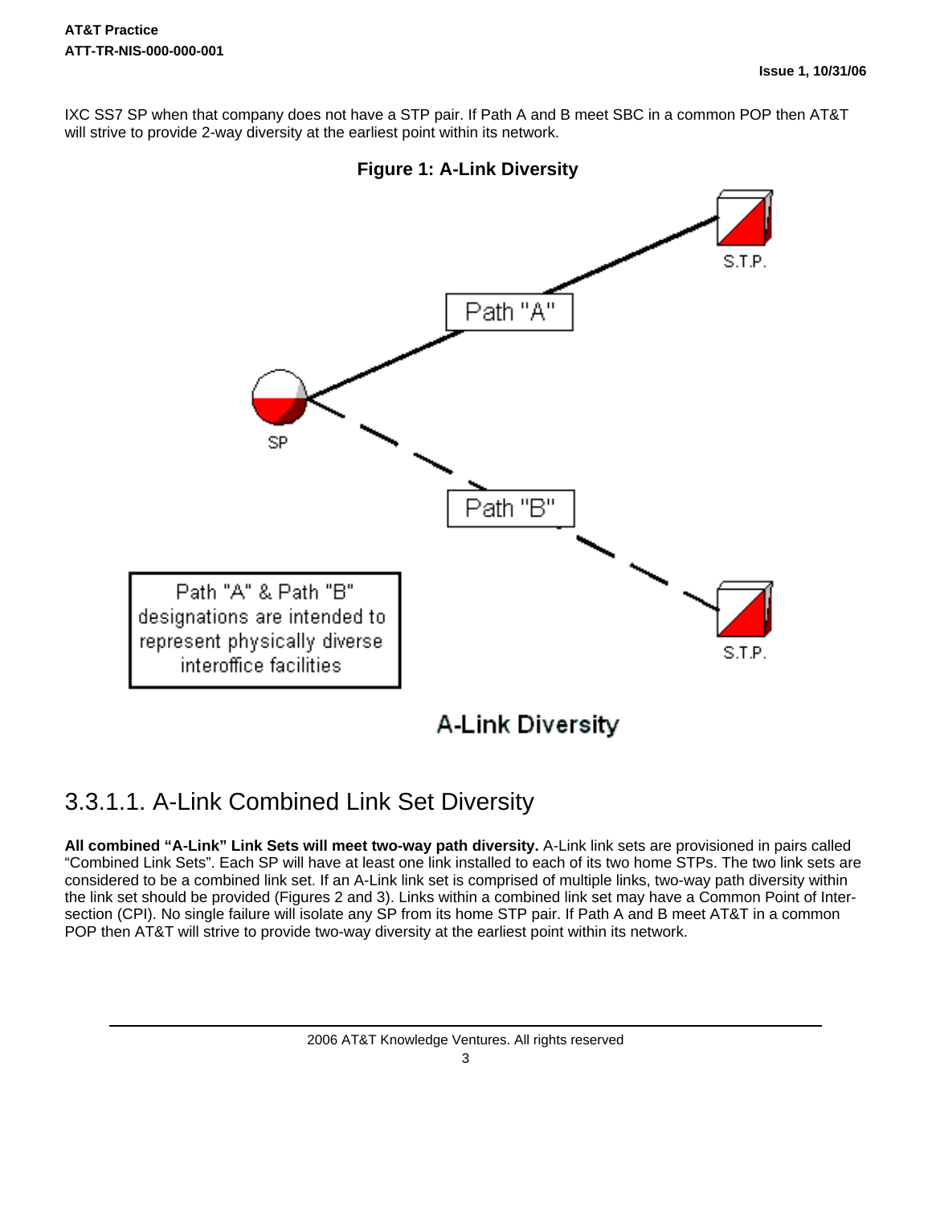IXC SS7 SP when that company does not have a STP pair. If Path A and B meet SBC in a common POP then AT&T will strive to provide 2-way diversity at the earliest point within its network.

**Figure 1: A-Link Diversity**

Path "A"

Path "B"

SP

S.T.P.

S.T.P.

Path "A" & Path "B" designations are intended to represent physically diverse interoffice facilities

A-Link Diversity

### 3.3.1.1. A-Link Combined Link Set Diversity

**All combined "A-Link" Link Sets will meet two-way path diversity.** A-Link link sets are provisioned in pairs called "Combined Link Sets". Each SP will have at least one link installed to each of its two home STPs. The two link sets are considered to be a combined link set. If an A-Link link set is comprised of multiple links, two-way path diversity within the link set should be provided (Figures 2 and 3). Links within a combined link set may have a Common Point of Intersection (CPI). No single failure will isolate any SP from its home STP pair. If Path A and B meet AT&T in a common POP then AT&T will strive to provide two-way diversity at the earliest point within its network.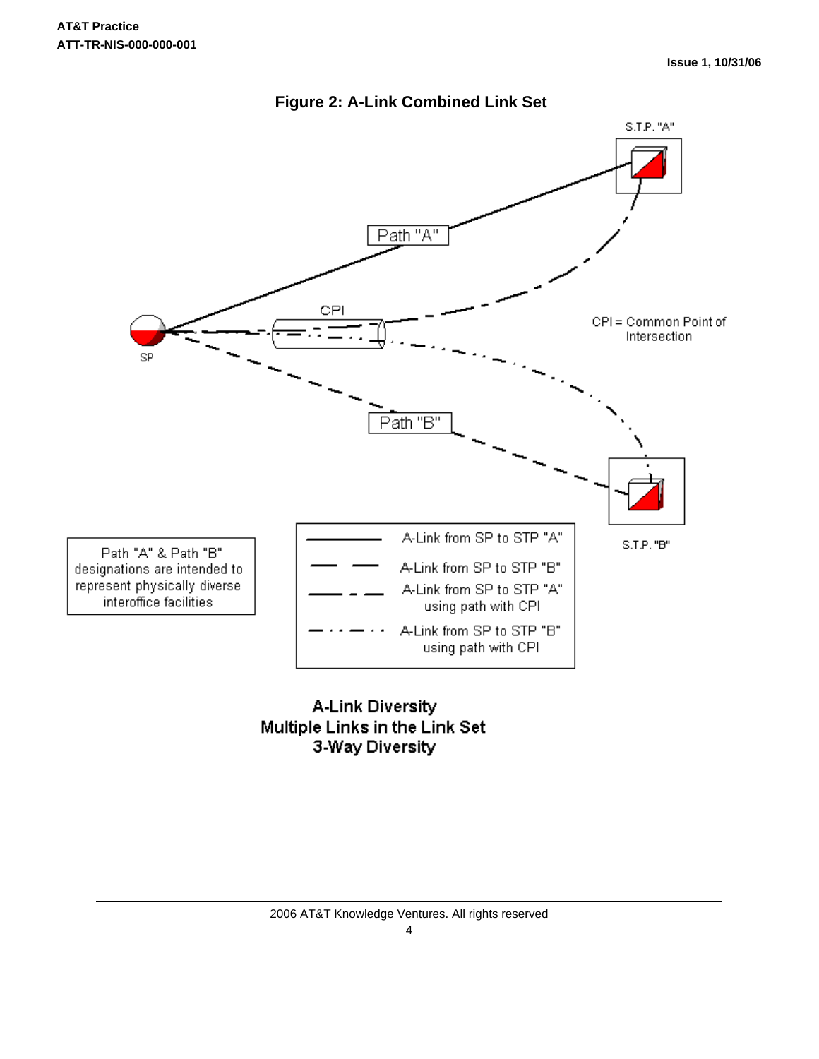## Figure 2: A-Link Combined Link Set

S.T.P. "A"

Path "A"

CPI

CPI = Common Point of Intersection

SP

Path "B"

S.T.P. "B"

Path "A" & Path "B" designations are intended to represent physically diverse interoffice facilities

| Line style | Description |
| --- | --- |
| Solid | A-Link from SP to STP "A" |
| Dashed | A-Link from SP to STP "B" |
| Long dash – short dash | A-Link from SP to STP "A" using path with CPI |
| Dash – dot – dot | A-Link from SP to STP "B" using path with CPI |

**A-Link Diversity**
**Multiple Links in the Link Set**
**3-Way Diversity**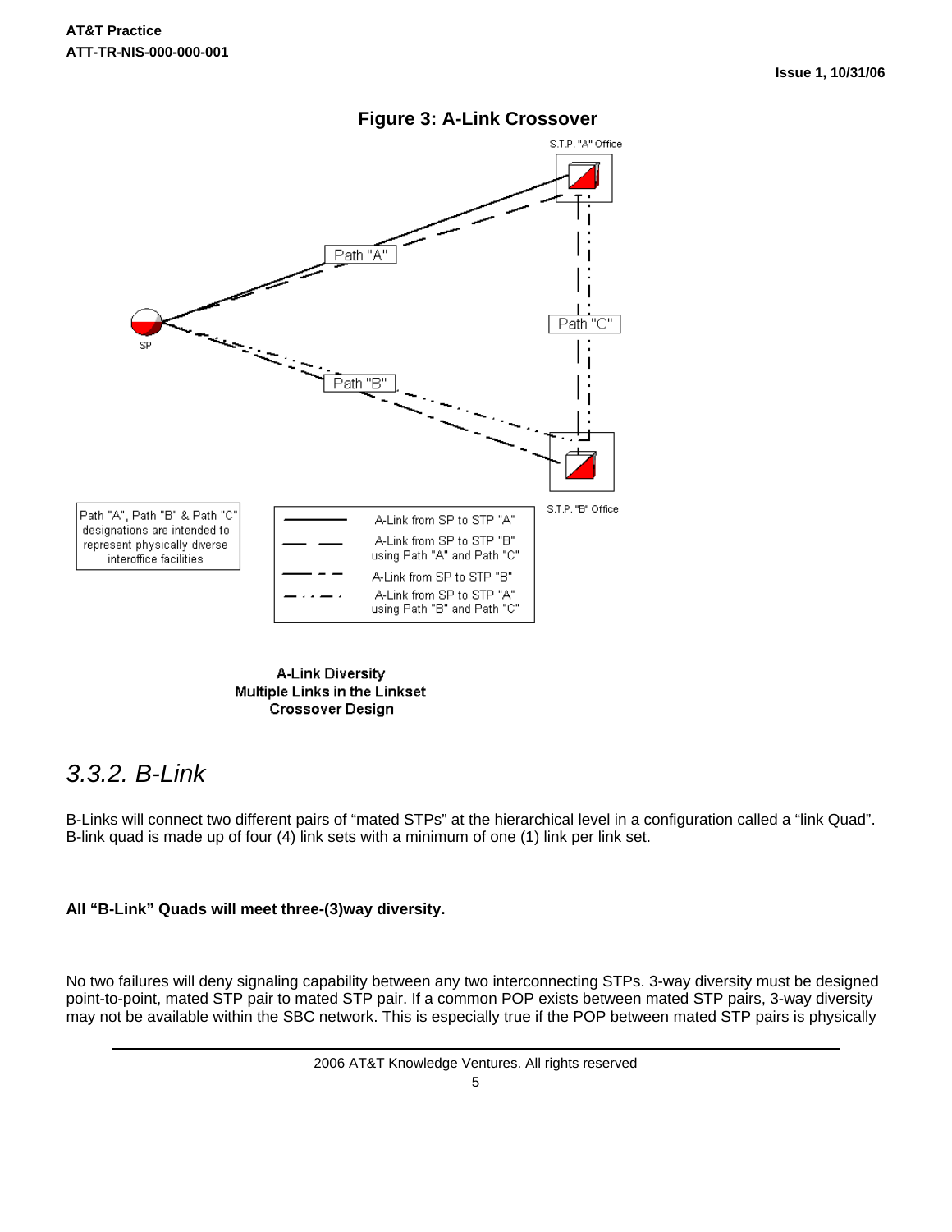**Figure 3: A-Link Crossover**

S.T.P. "A" Office

Path "A"

Path "C"

SP

Path "B"

S.T.P. "B" Office

Path "A", Path "B" & Path "C" designations are intended to represent physically diverse interoffice facilities

| Line style | Description |
| --- | --- |
| Solid line | A-Link from SP to STP "A" |
| Long dash | A-Link from SP to STP "B" using Path "A" and Path "C" |
| Dash-short dash | A-Link from SP to STP "B" |
| Dash-dot-dot | A-Link from SP to STP "A" using Path "B" and Path "C" |

**A-Link Diversity**
**Multiple Links in the Linkset**
**Crossover Design**

## *3.3.2. B-Link*

B-Links will connect two different pairs of "mated STPs" at the hierarchical level in a configuration called a "link Quad". B-link quad is made up of four (4) link sets with a minimum of one (1) link per link set.

**All "B-Link" Quads will meet three-(3)way diversity.**

No two failures will deny signaling capability between any two interconnecting STPs. 3-way diversity must be designed point-to-point, mated STP pair to mated STP pair. If a common POP exists between mated STP pairs, 3-way diversity may not be available within the SBC network. This is especially true if the POP between mated STP pairs is physically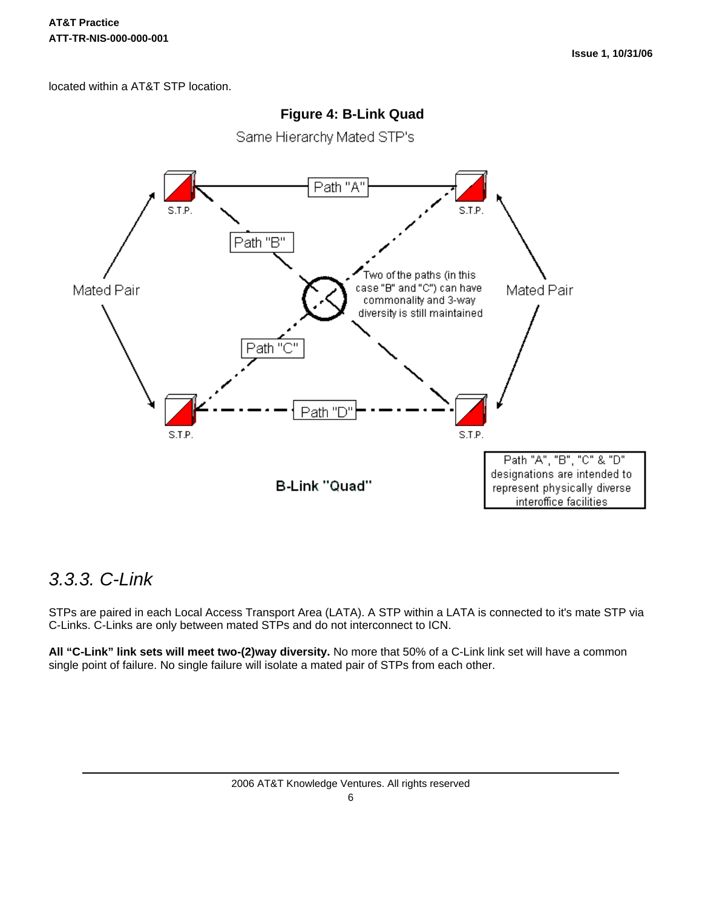located within a AT&T STP location.

**Figure 4: B-Link Quad**

Same Hierarchy Mated STP's

S.T.P. — Path "A" — S.T.P.

Path "B"

Path "C"

Path "D"

Mated Pair

Mated Pair

Two of the paths (in this case "B" and "C") can have commonality and 3-way diversity is still maintained

S.T.P. — S.T.P.

Path "A", "B", "C" & "D" designations are intended to represent physically diverse interoffice facilities

**B-Link "Quad"**

### *3.3.3. C-Link*

STPs are paired in each Local Access Transport Area (LATA). A STP within a LATA is connected to it's mate STP via C-Links. C-Links are only between mated STPs and do not interconnect to ICN.

**All "C-Link" link sets will meet two-(2)way diversity.** No more that 50% of a C-Link link set will have a common single point of failure. No single failure will isolate a mated pair of STPs from each other.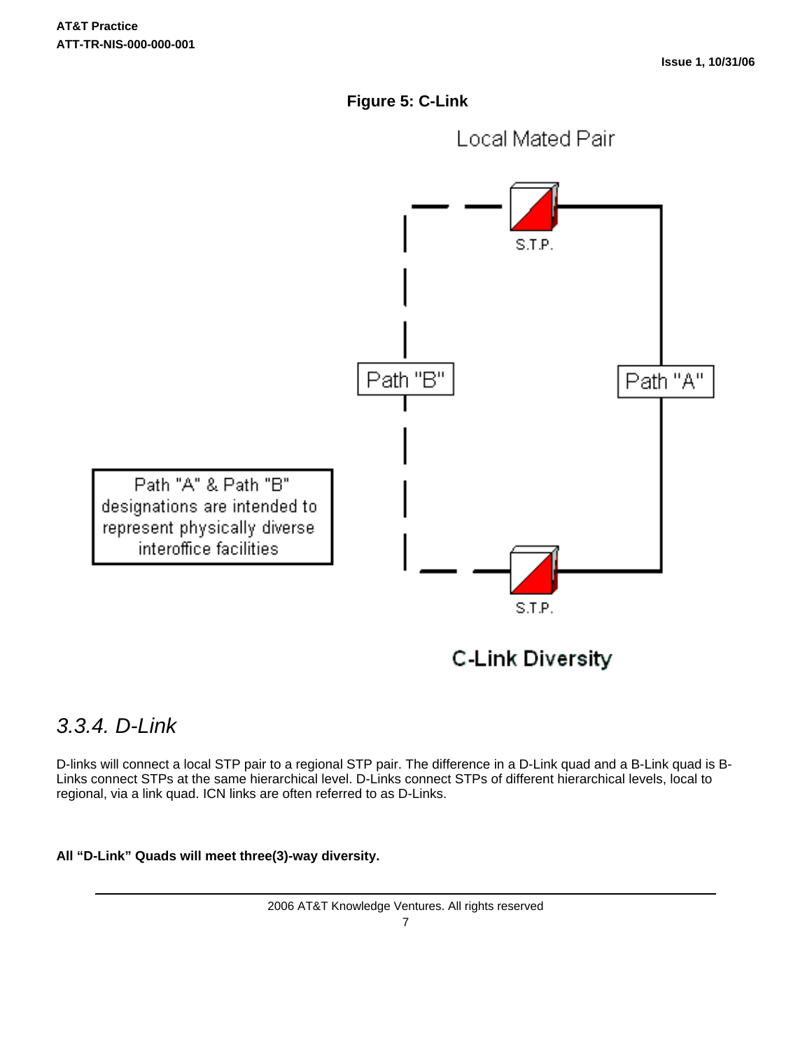**Figure 5: C-Link**

Local Mated Pair

S.T.P.

Path "B"

Path "A"

Path "A" & Path "B" designations are intended to represent physically diverse interoffice facilities

S.T.P.

**C-Link Diversity**

### *3.3.4. D-Link*

D-links will connect a local STP pair to a regional STP pair. The difference in a D-Link quad and a B-Link quad is B-Links connect STPs at the same hierarchical level. D-Links connect STPs of different hierarchical levels, local to regional, via a link quad. ICN links are often referred to as D-Links.

**All "D-Link" Quads will meet three(3)-way diversity.**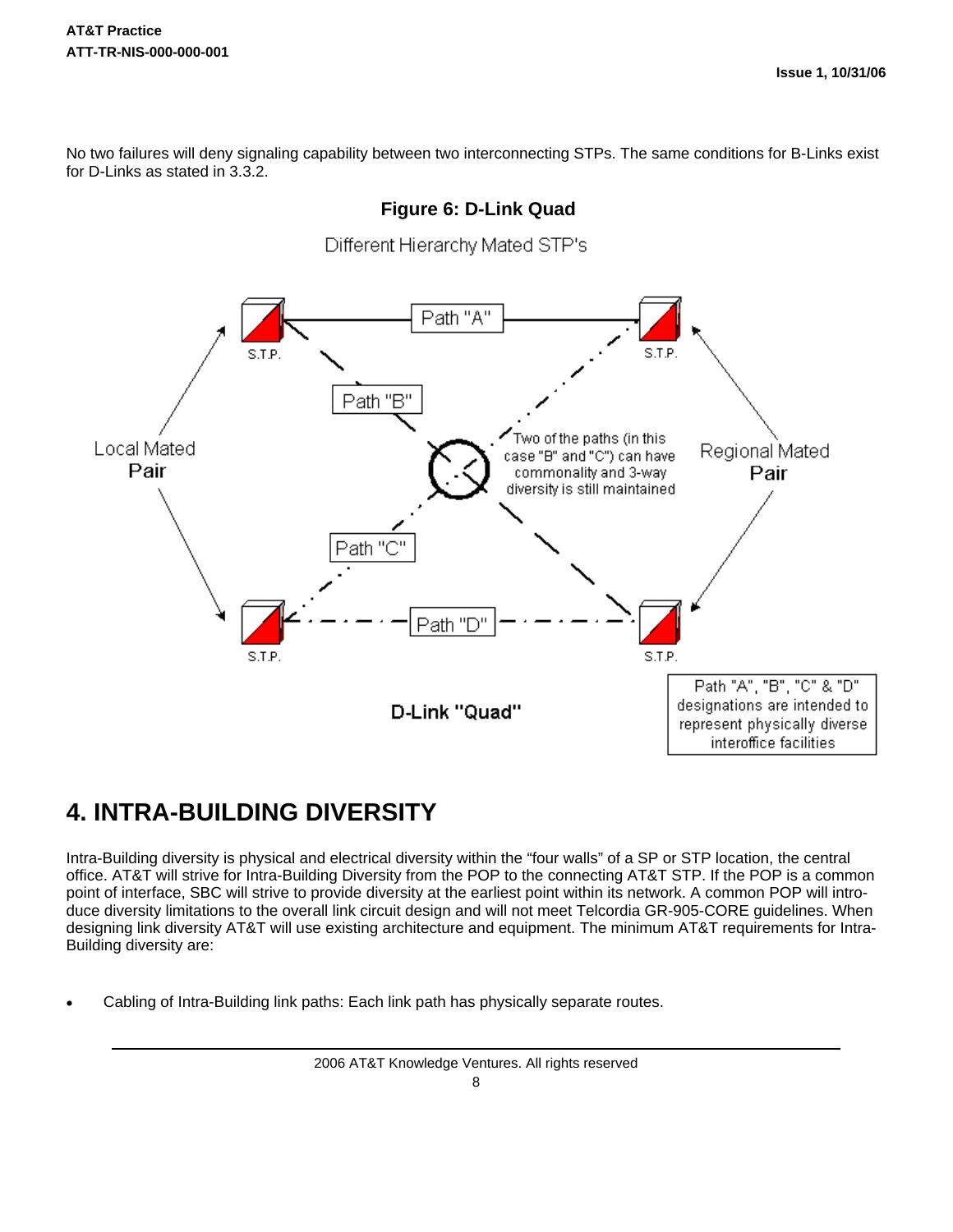No two failures will deny signaling capability between two interconnecting STPs. The same conditions for B-Links exist for D-Links as stated in 3.3.2.

**Figure 6: D-Link Quad**

Different Hierarchy Mated STP's

Path "A"

Path "B"

Path "C"

Path "D"

S.T.P.

Local Mated Pair

Regional Mated Pair

Two of the paths (in this case "B" and "C") can have commonality and 3-way diversity is still maintained

D-Link "Quad"

Path "A", "B", "C" & "D" designations are intended to represent physically diverse interoffice facilities

# 4. INTRA-BUILDING DIVERSITY

Intra-Building diversity is physical and electrical diversity within the "four walls" of a SP or STP location, the central office. AT&T will strive for Intra-Building Diversity from the POP to the connecting AT&T STP. If the POP is a common point of interface, SBC will strive to provide diversity at the earliest point within its network. A common POP will introduce diversity limitations to the overall link circuit design and will not meet Telcordia GR-905-CORE guidelines. When designing link diversity AT&T will use existing architecture and equipment. The minimum AT&T requirements for Intra-Building diversity are:

- Cabling of Intra-Building link paths: Each link path has physically separate routes.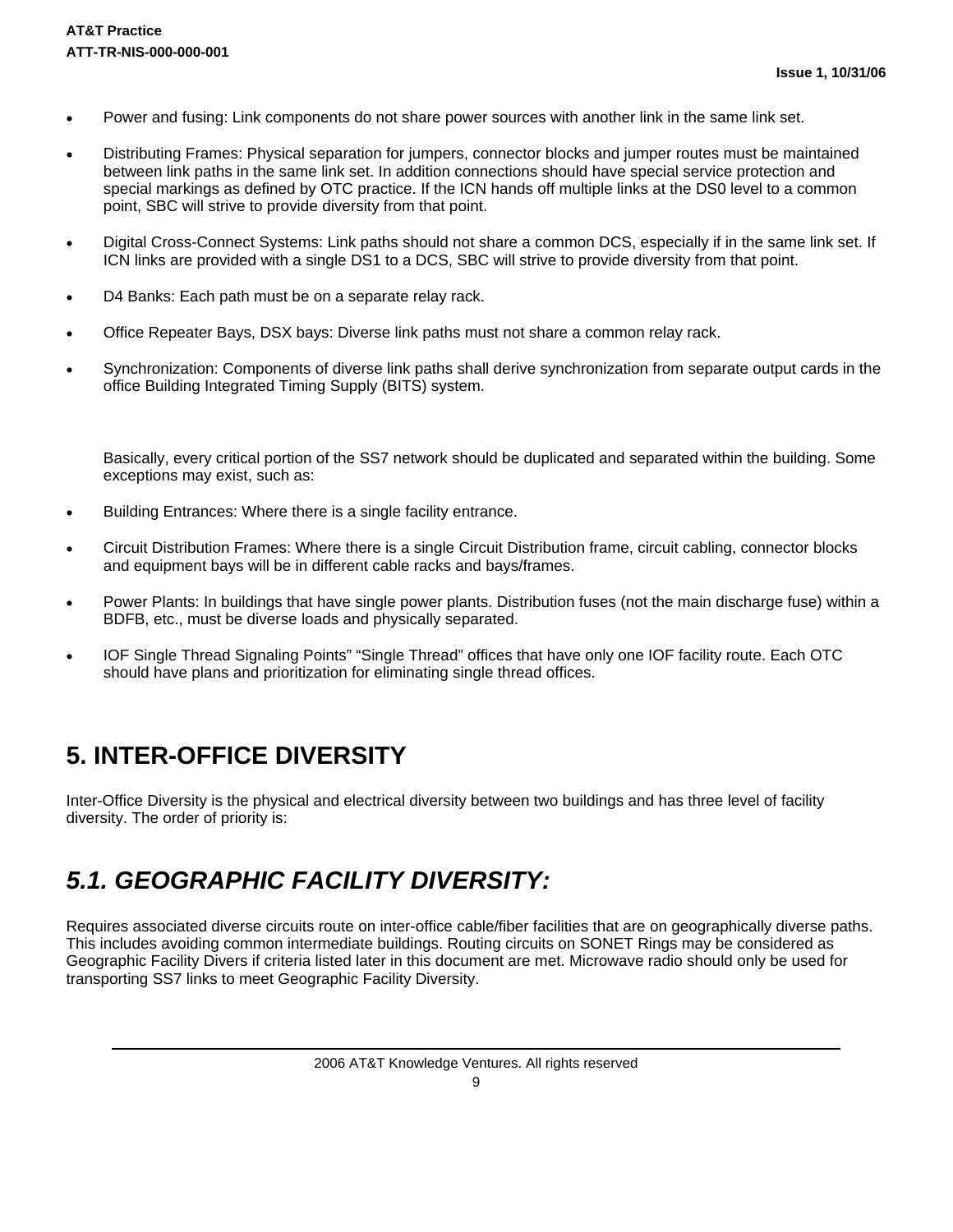- Power and fusing: Link components do not share power sources with another link in the same link set.
- Distributing Frames: Physical separation for jumpers, connector blocks and jumper routes must be maintained between link paths in the same link set. In addition connections should have special service protection and special markings as defined by OTC practice. If the ICN hands off multiple links at the DS0 level to a common point, SBC will strive to provide diversity from that point.
- Digital Cross-Connect Systems: Link paths should not share a common DCS, especially if in the same link set. If ICN links are provided with a single DS1 to a DCS, SBC will strive to provide diversity from that point.
- D4 Banks: Each path must be on a separate relay rack.
- Office Repeater Bays, DSX bays: Diverse link paths must not share a common relay rack.
- Synchronization: Components of diverse link paths shall derive synchronization from separate output cards in the office Building Integrated Timing Supply (BITS) system.

Basically, every critical portion of the SS7 network should be duplicated and separated within the building. Some exceptions may exist, such as:

- Building Entrances: Where there is a single facility entrance.
- Circuit Distribution Frames: Where there is a single Circuit Distribution frame, circuit cabling, connector blocks and equipment bays will be in different cable racks and bays/frames.
- Power Plants: In buildings that have single power plants. Distribution fuses (not the main discharge fuse) within a BDFB, etc., must be diverse loads and physically separated.
- IOF Single Thread Signaling Points" "Single Thread" offices that have only one IOF facility route. Each OTC should have plans and prioritization for eliminating single thread offices.

# 5. INTER-OFFICE DIVERSITY

Inter-Office Diversity is the physical and electrical diversity between two buildings and has three level of facility diversity. The order of priority is:

## *5.1. GEOGRAPHIC FACILITY DIVERSITY:*

Requires associated diverse circuits route on inter-office cable/fiber facilities that are on geographically diverse paths. This includes avoiding common intermediate buildings. Routing circuits on SONET Rings may be considered as Geographic Facility Divers if criteria listed later in this document are met. Microwave radio should only be used for transporting SS7 links to meet Geographic Facility Diversity.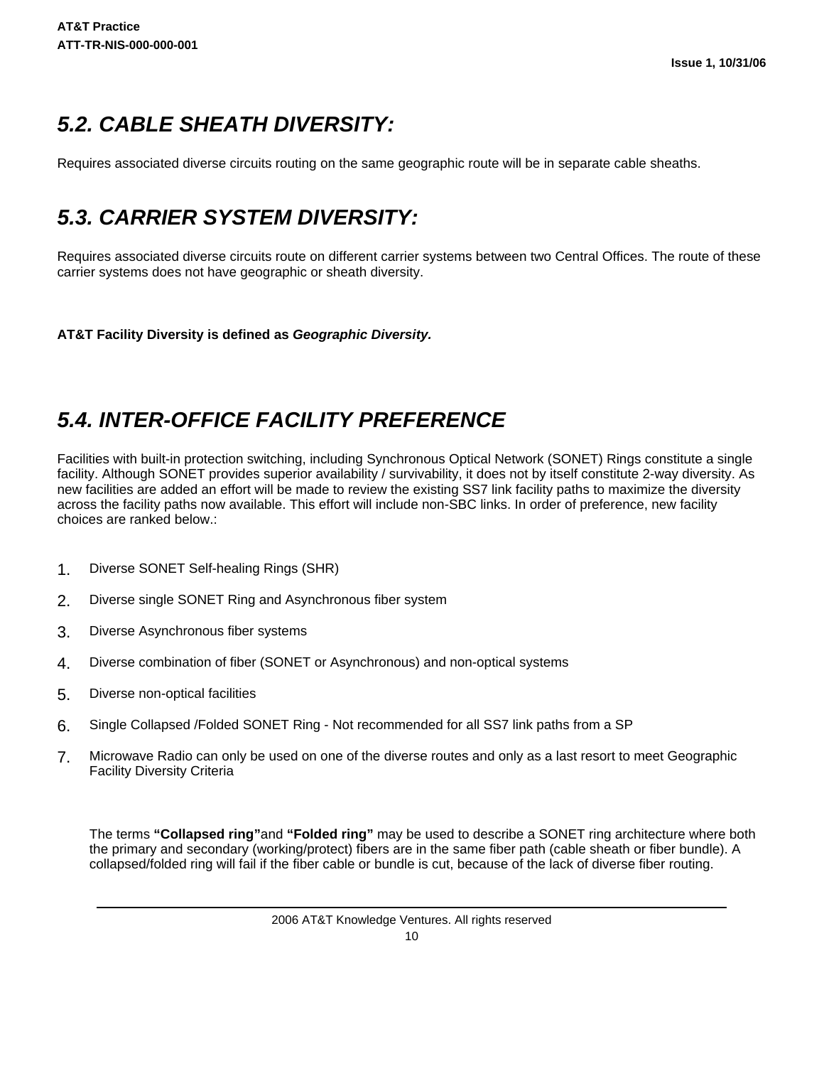## *5.2. CABLE SHEATH DIVERSITY:*

Requires associated diverse circuits routing on the same geographic route will be in separate cable sheaths.

## *5.3. CARRIER SYSTEM DIVERSITY:*

Requires associated diverse circuits route on different carrier systems between two Central Offices. The route of these carrier systems does not have geographic or sheath diversity.

**AT&T Facility Diversity is defined as *Geographic Diversity.***

## *5.4. INTER-OFFICE FACILITY PREFERENCE*

Facilities with built-in protection switching, including Synchronous Optical Network (SONET) Rings constitute a single facility. Although SONET provides superior availability / survivability, it does not by itself constitute 2-way diversity. As new facilities are added an effort will be made to review the existing SS7 link facility paths to maximize the diversity across the facility paths now available. This effort will include non-SBC links. In order of preference, new facility choices are ranked below.:

1. Diverse SONET Self-healing Rings (SHR)
2. Diverse single SONET Ring and Asynchronous fiber system
3. Diverse Asynchronous fiber systems
4. Diverse combination of fiber (SONET or Asynchronous) and non-optical systems
5. Diverse non-optical facilities
6. Single Collapsed /Folded SONET Ring - Not recommended for all SS7 link paths from a SP
7. Microwave Radio can only be used on one of the diverse routes and only as a last resort to meet Geographic Facility Diversity Criteria

The terms **"Collapsed ring"** and **"Folded ring"** may be used to describe a SONET ring architecture where both the primary and secondary (working/protect) fibers are in the same fiber path (cable sheath or fiber bundle). A collapsed/folded ring will fail if the fiber cable or bundle is cut, because of the lack of diverse fiber routing.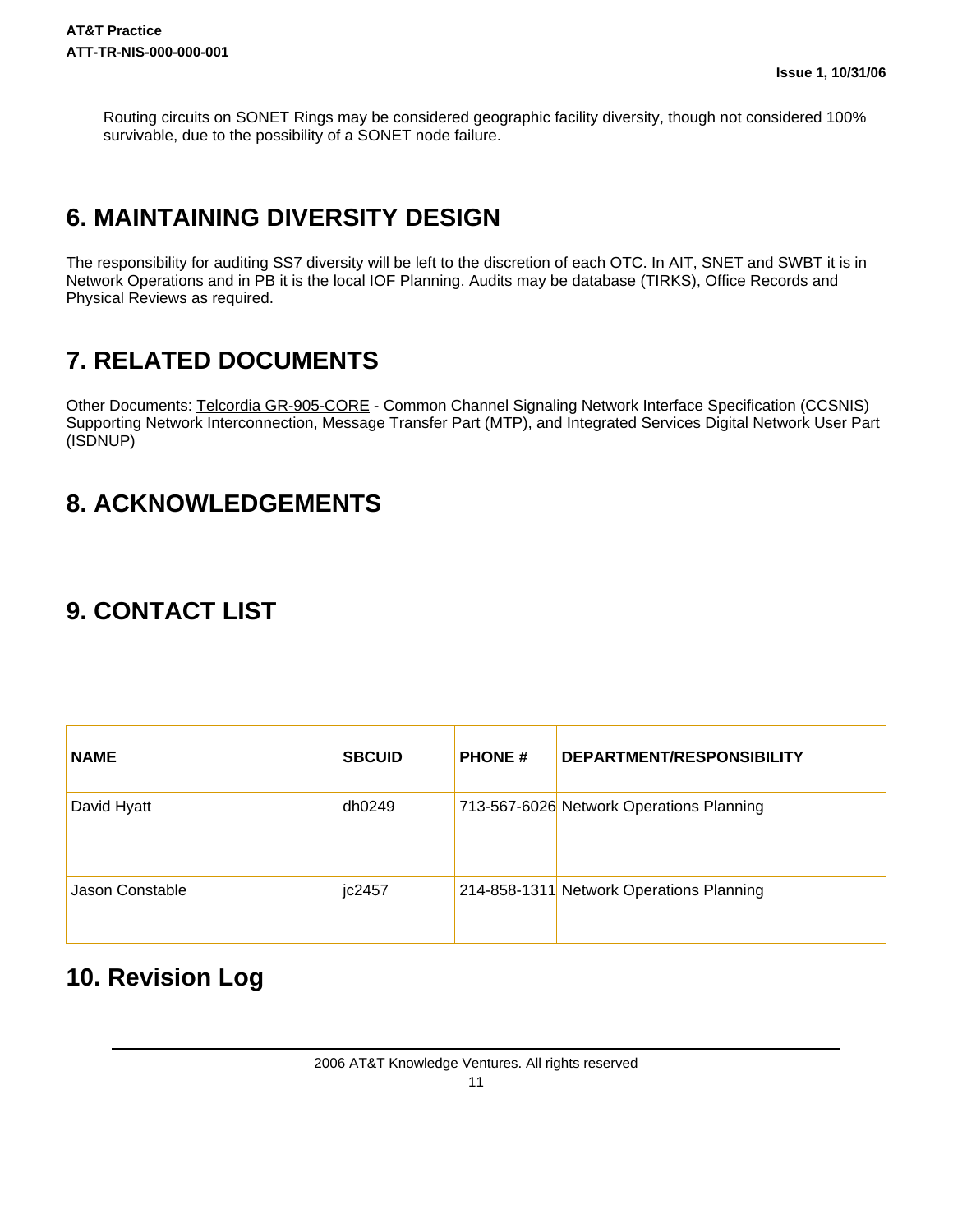Routing circuits on SONET Rings may be considered geographic facility diversity, though not considered 100% survivable, due to the possibility of a SONET node failure.

## 6. MAINTAINING DIVERSITY DESIGN

The responsibility for auditing SS7 diversity will be left to the discretion of each OTC. In AIT, SNET and SWBT it is in Network Operations and in PB it is the local IOF Planning. Audits may be database (TIRKS), Office Records and Physical Reviews as required.

## 7. RELATED DOCUMENTS

Other Documents: Telcordia GR-905-CORE - Common Channel Signaling Network Interface Specification (CCSNIS) Supporting Network Interconnection, Message Transfer Part (MTP), and Integrated Services Digital Network User Part (ISDNUP)

## 8. ACKNOWLEDGEMENTS

## 9. CONTACT LIST

| NAME | SBCUID | PHONE # | DEPARTMENT/RESPONSIBILITY |
|---|---|---|---|
| David Hyatt | dh0249 | 713-567-6026 | Network Operations Planning |
| Jason Constable | jc2457 | 214-858-1311 | Network Operations Planning |

## 10. Revision Log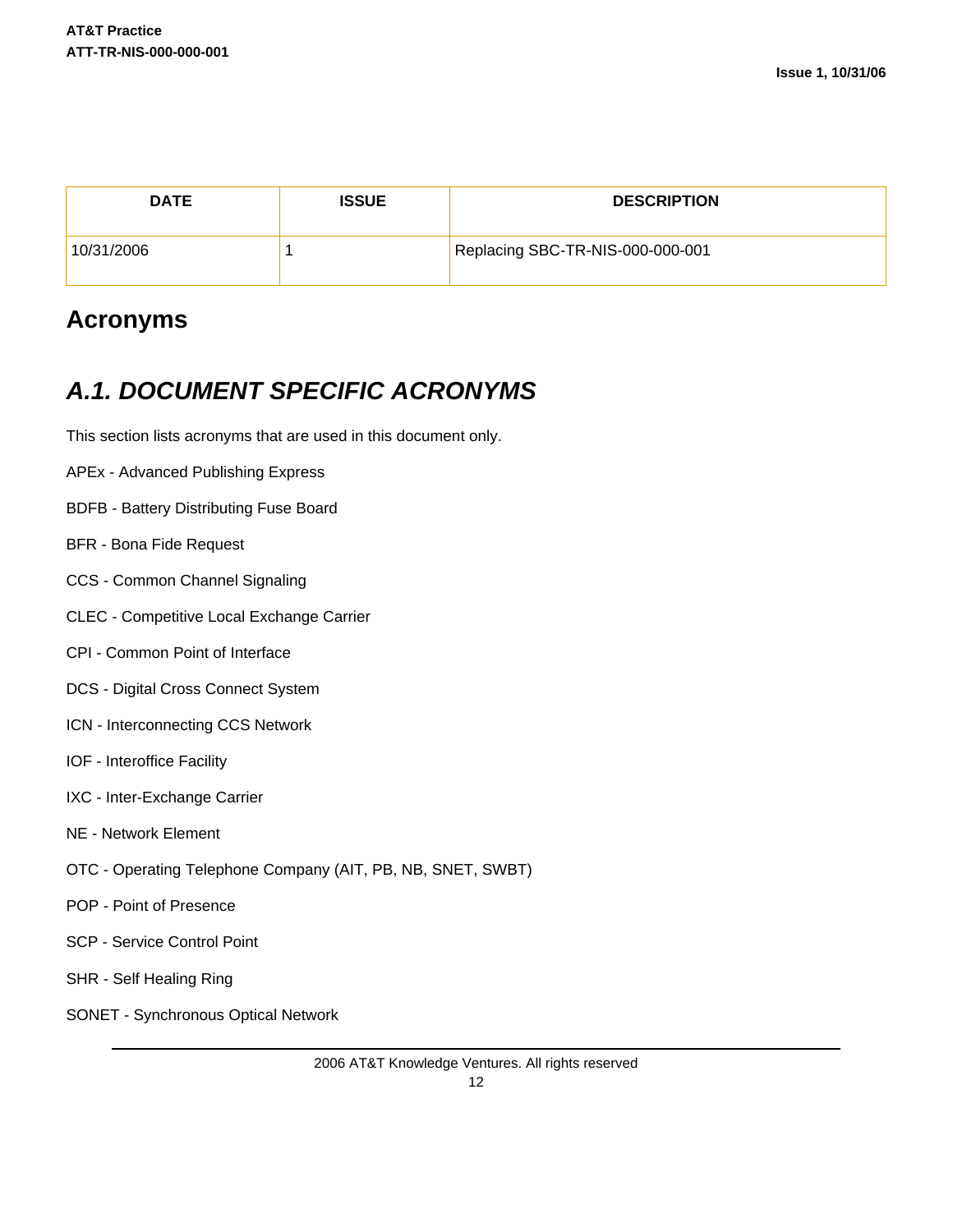| DATE | ISSUE | DESCRIPTION |
|---|---|---|
| 10/31/2006 | 1 | Replacing SBC-TR-NIS-000-000-001 |

# Acronyms

## *A.1. DOCUMENT SPECIFIC ACRONYMS*

This section lists acronyms that are used in this document only.

APEx - Advanced Publishing Express

BDFB - Battery Distributing Fuse Board

BFR - Bona Fide Request

CCS - Common Channel Signaling

CLEC - Competitive Local Exchange Carrier

CPI - Common Point of Interface

DCS - Digital Cross Connect System

ICN - Interconnecting CCS Network

IOF - Interoffice Facility

IXC - Inter-Exchange Carrier

NE - Network Element

OTC - Operating Telephone Company (AIT, PB, NB, SNET, SWBT)

POP - Point of Presence

SCP - Service Control Point

SHR - Self Healing Ring

SONET - Synchronous Optical Network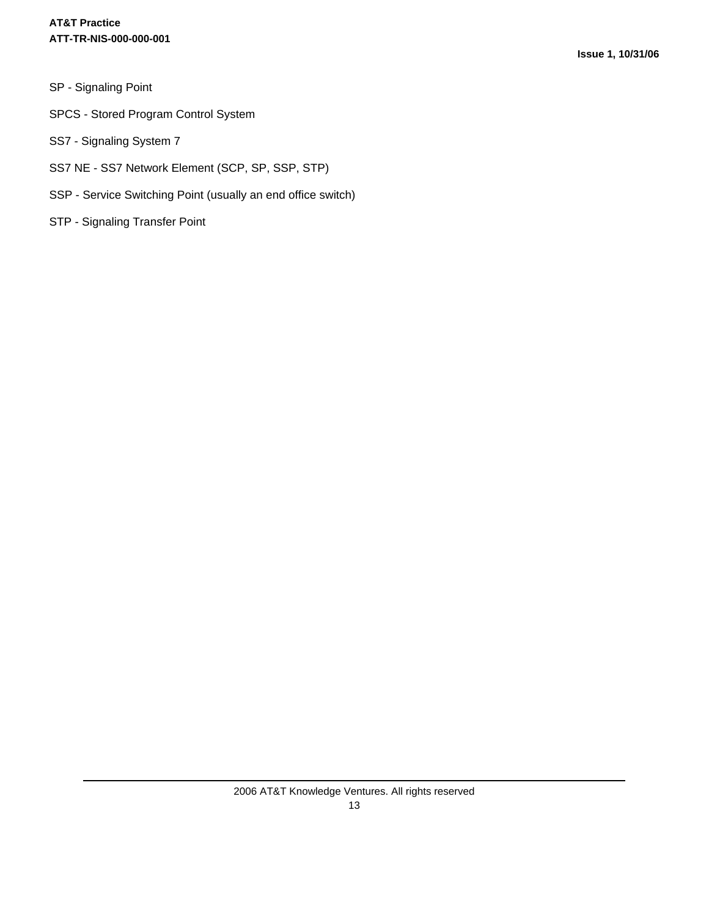SP - Signaling Point

SPCS - Stored Program Control System

SS7 - Signaling System 7

SS7 NE - SS7 Network Element (SCP, SP, SSP, STP)

SSP - Service Switching Point (usually an end office switch)

STP - Signaling Transfer Point